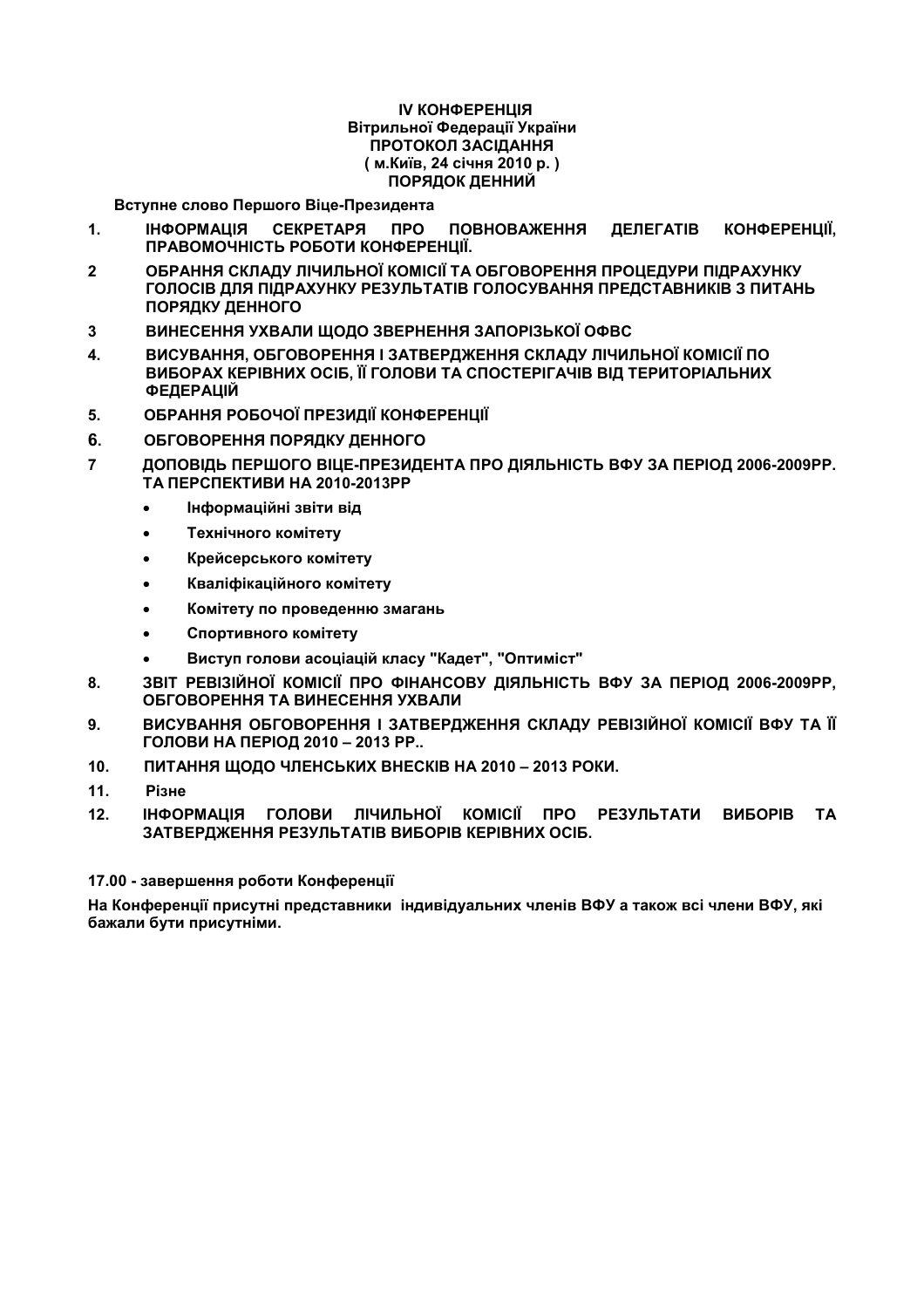**IV КОНФЕРЕНЦІЯ**
**Вітрильної Федерації України**
**ПРОТОКОЛ ЗАСІДАННЯ**
**( м.Київ, 24 січня 2010 р. )**
**ПОРЯДОК ДЕННИЙ**

**Вступне слово Першого Віце-Президента**

1. **ІНФОРМАЦІЯ СЕКРЕТАРЯ ПРО ПОВНОВАЖЕННЯ ДЕЛЕГАТІВ КОНФЕРЕНЦІЇ, ПРАВОМОЧНІСТЬ РОБОТИ КОНФЕРЕНЦІЇ.**
2. **ОБРАННЯ СКЛАДУ ЛІЧИЛЬНОЇ КОМІСІЇ ТА ОБГОВОРЕННЯ ПРОЦЕДУРИ ПІДРАХУНКУ ГОЛОСІВ ДЛЯ ПІДРАХУНКУ РЕЗУЛЬТАТІВ ГОЛОСУВАННЯ ПРЕДСТАВНИКІВ З ПИТАНЬ ПОРЯДКУ ДЕННОГО**
3. **ВИНЕСЕННЯ УХВАЛИ ЩОДО ЗВЕРНЕННЯ ЗАПОРІЗЬКОЇ ОФВС**
4. **ВИСУВАННЯ, ОБГОВОРЕННЯ І ЗАТВЕРДЖЕННЯ СКЛАДУ ЛІЧИЛЬНОЇ КОМІСІЇ ПО ВИБОРАХ КЕРІВНИХ ОСІБ, ЇЇ ГОЛОВИ ТА СПОСТЕРІГАЧІВ ВІД ТЕРИТОРІАЛЬНИХ ФЕДЕРАЦІЙ**
5. **ОБРАННЯ РОБОЧОЇ ПРЕЗИДІЇ КОНФЕРЕНЦІЇ**
6. **ОБГОВОРЕННЯ ПОРЯДКУ ДЕННОГО**
7. **ДОПОВІДЬ ПЕРШОГО ВІЦЕ-ПРЕЗИДЕНТА ПРО ДІЯЛЬНІСТЬ ВФУ ЗА ПЕРІОД 2006-2009РР. ТА ПЕРСПЕКТИВИ НА 2010-2013РР**
   - **Інформаційні звіти від**
   - **Технічного комітету**
   - **Крейсерського комітету**
   - **Кваліфікаційного комітету**
   - **Комітету по проведенню змагань**
   - **Спортивного комітету**
   - **Виступ голови асоціацій класу "Кадет", "Оптиміст"**
8. **ЗВІТ РЕВІЗІЙНОЇ КОМІСІЇ ПРО ФІНАНСОВУ ДІЯЛЬНІСТЬ ВФУ ЗА ПЕРІОД 2006-2009РР, ОБГОВОРЕННЯ ТА ВИНЕСЕННЯ УХВАЛИ**
9. **ВИСУВАННЯ ОБГОВОРЕННЯ І ЗАТВЕРДЖЕННЯ СКЛАДУ РЕВІЗІЙНОЇ КОМІСІЇ ВФУ ТА ЇЇ ГОЛОВИ НА ПЕРІОД 2010 – 2013 РР..**
10. **ПИТАННЯ ЩОДО ЧЛЕНСЬКИХ ВНЕСКІВ НА 2010 – 2013 РОКИ.**
11. **Різне**
12. **ІНФОРМАЦІЯ ГОЛОВИ ЛІЧИЛЬНОЇ КОМІСІЇ ПРО РЕЗУЛЬТАТИ ВИБОРІВ ТА ЗАТВЕРДЖЕННЯ РЕЗУЛЬТАТІВ ВИБОРІВ КЕРІВНИХ ОСІБ.**

**17.00 - завершення роботи Конференції**

**На Конференції присутні представники індивідуальних членів ВФУ а також всі члени ВФУ, які бажали бути присутніми.**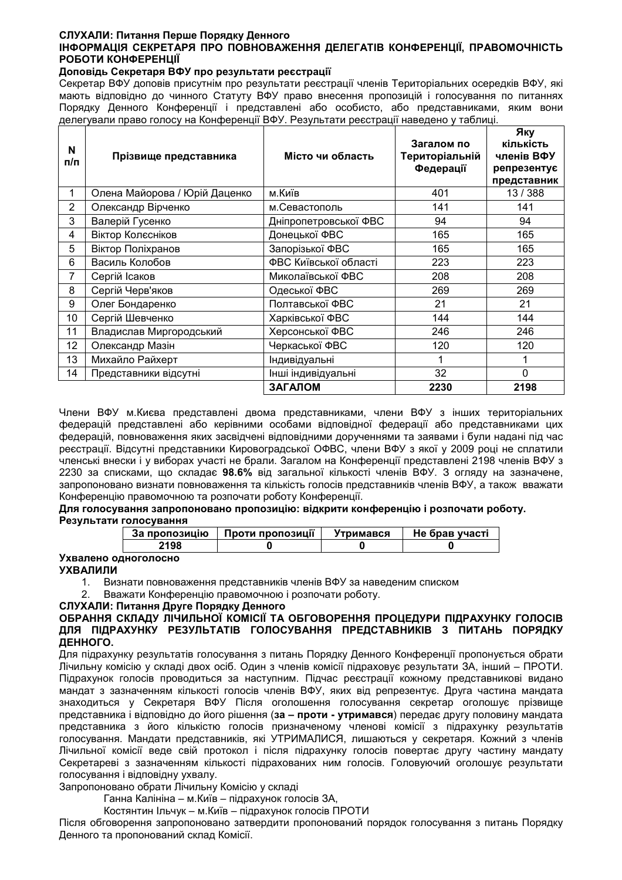**СЛУХАЛИ: Питання Перше Порядку Денного**

**ІНФОРМАЦІЯ СЕКРЕТАРЯ ПРО ПОВНОВАЖЕННЯ ДЕЛЕГАТІВ КОНФЕРЕНЦІЇ, ПРАВОМОЧНІСТЬ РОБОТИ КОНФЕРЕНЦІЇ**

**Доповідь Секретаря ВФУ про результати реєстрації**

Секретар ВФУ доповів присутнім про результати реєстрації членів Територіальних осередків ВФУ, які мають відповідно до чинного Статуту ВФУ право внесення пропозицій і голосування по питаннях Порядку Денного Конференції і представлені або особисто, або представниками, яким вони делегували право голосу на Конференції ВФУ. Результати реєстрації наведено у таблиці.

| N п/п | Прізвище представника | Місто чи область | Загалом по Територіальній Федерації | Яку кількість членів ВФУ репрезентує представник |
|---|---|---|---|---|
| 1 | Олена Майорова / Юрій Даценко | м.Київ | 401 | 13 / 388 |
| 2 | Олександр Вірченко | м.Севастополь | 141 | 141 |
| 3 | Валерій Гусенко | Дніпропетровської ФВС | 94 | 94 |
| 4 | Віктор Колєсніков | Донецької ФВС | 165 | 165 |
| 5 | Віктор Поліхранов | Запорізької ФВС | 165 | 165 |
| 6 | Василь Колобов | ФВС Київської області | 223 | 223 |
| 7 | Сергій Ісаков | Миколаївської ФВС | 208 | 208 |
| 8 | Сергій Черв'яков | Одеської ФВС | 269 | 269 |
| 9 | Олег Бондаренко | Полтавської ФВС | 21 | 21 |
| 10 | Сергій Шевченко | Харківської ФВС | 144 | 144 |
| 11 | Владислав Миргородський | Херсонської ФВС | 246 | 246 |
| 12 | Олександр Мазін | Черкаської ФВС | 120 | 120 |
| 13 | Михайло Райхерт | Індивідуальні | 1 | 1 |
| 14 | Представники відсутні | Інші індивідуальні | 32 | 0 |
| | | **ЗАГАЛОМ** | **2230** | **2198** |

Члени ВФУ м.Києва представлені двома представниками, члени ВФУ з інших територіальних федерацій представлені або керівними особами відповідної федерації або представниками цих федерацій, повноваження яких засвідчені відповідними дорученнями та заявами і були надані під час реєстрації. Відсутні представники Кіровоградської ОФВС, члени ВФУ з якої у 2009 році не сплатили членські внески і у виборах участі не брали. Загалом на Конференції представлені 2198 членів ВФУ з 2230 за списками, що складає **98.6%** від загальної кількості членів ВФУ. З огляду на зазначене, запропоновано визнати повноваження та кількість голосів представників членів ВФУ, а також вважати Конференцію правомочною та розпочати роботу Конференції.

**Для голосування запропоновано пропозицію: відкрити конференцію і розпочати роботу.**

**Результати голосування**

| За пропозицію | Проти пропозиції | Утримався | Не брав участі |
|---|---|---|---|
| 2198 | 0 | 0 | 0 |

**Ухвалено одноголосно**

**УХВАЛИЛИ**

1. Визнати повноваження представників членів ВФУ за наведеним списком
2. Вважати Конференцію правомочною і розпочати роботу.

**СЛУХАЛИ: Питання Друге Порядку Денного**

**ОБРАННЯ СКЛАДУ ЛІЧИЛЬНОЇ КОМІСІЇ ТА ОБГОВОРЕННЯ ПРОЦЕДУРИ ПІДРАХУНКУ ГОЛОСІВ ДЛЯ ПІДРАХУНКУ РЕЗУЛЬТАТІВ ГОЛОСУВАННЯ ПРЕДСТАВНИКІВ З ПИТАНЬ ПОРЯДКУ ДЕННОГО.**

Для підрахунку результатів голосування з питань Порядку Денного Конференції пропонується обрати Лічильну комісію у складі двох осіб. Один з членів комісії підраховує результати ЗА, інший – ПРОТИ. Підрахунок голосів проводиться за наступним. Підчас реєстрації кожному представникові видано мандат з зазначенням кількості голосів членів ВФУ, яких від репрезентує. Друга частина мандата знаходиться у Секретаря ВФУ Після оголошення голосування секретар оголошує прізвище представника і відповідно до його рішення (**за – проти - утримався**) передає другу половину мандата представника з його кількістю голосів призначеному членові комісії з підрахунку результатів голосування. Мандати представників, які УТРИМАЛИСЯ, лишаються у секретаря. Кожний з членів Лічильної комісії веде свій протокол і після підрахунку голосів повертає другу частину мандату Секретареві з зазначенням кількості підрахованих ним голосів. Головуючий оголошує результати голосування і відповідну ухвалу.

Запропоновано обрати Лічильну Комісію у складі

Ганна Калініна – м.Київ – підрахунок голосів ЗА,

Костянтин Ільчук – м.Київ – підрахунок голосів ПРОТИ

Після обговорення запропоновано затвердити пропонований порядок голосування з питань Порядку Денного та пропонований склад Комісії.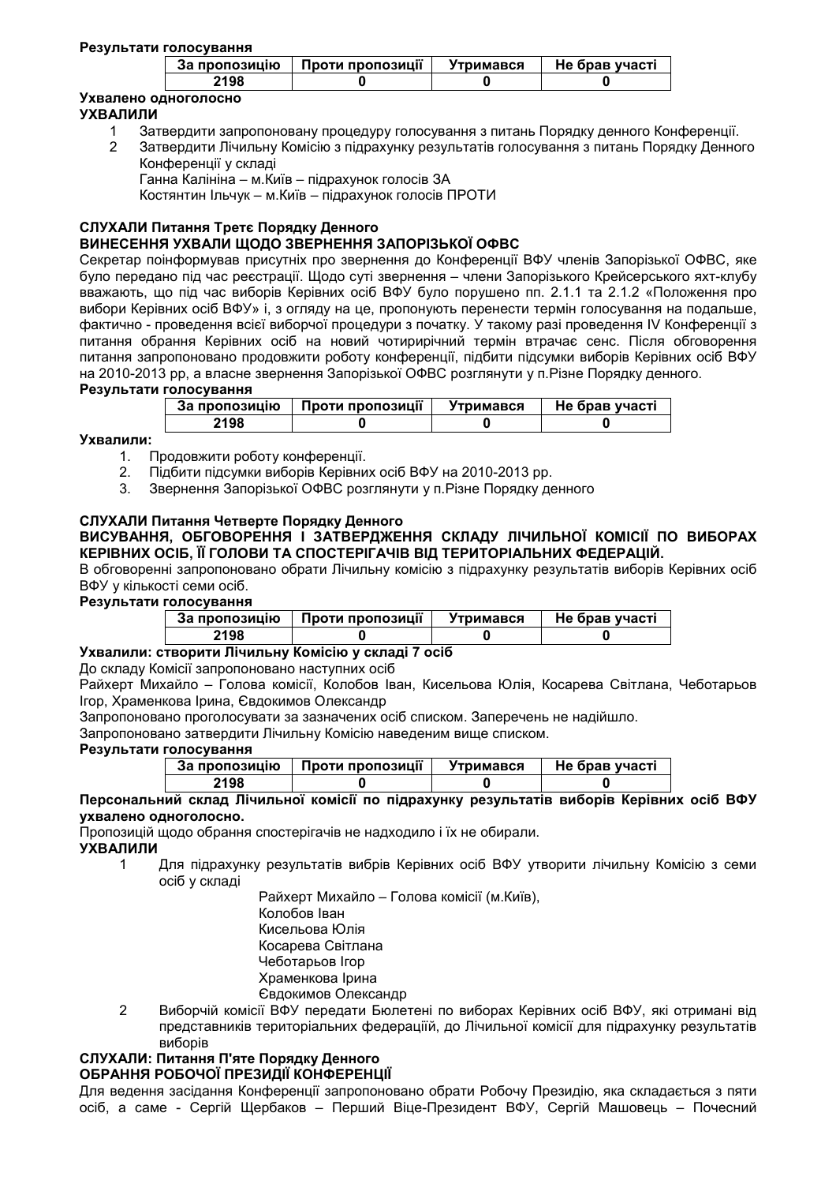**Результати голосування**

| За пропозицію | Проти пропозиції | Утримався | Не брав участі |
|---|---|---|---|
| 2198 | 0 | 0 | 0 |

**Ухвалено одноголосно**

**УХВАЛИЛИ**

1. Затвердити запропоновану процедуру голосування з питань Порядку денного Конференції.
2. Затвердити Лічильну Комісію з підрахунку результатів голосування з питань Порядку Денного Конференції у складі
   Ганна Калініна – м.Київ – підрахунок голосів ЗА
   Костянтин Ільчук – м.Київ – підрахунок голосів ПРОТИ

**СЛУХАЛИ Питання Третє Порядку Денного**

**ВИНЕСЕННЯ УХВАЛИ ЩОДО ЗВЕРНЕННЯ ЗАПОРІЗЬКОЇ ОФВС**

Секретар поінформував присутніх про звернення до Конференції ВФУ членів Запорізької ОФВС, яке було передано під час реєстрації. Щодо суті звернення – члени Запорізького Крейсерського яхт-клубу вважають, що під час виборів Керівних осіб ВФУ було порушено пп. 2.1.1 та 2.1.2 «Положення про вибори Керівних осіб ВФУ» і, з огляду на це, пропонують перенести термін голосування на подальше, фактично - проведення всієї виборчої процедури з початку. У такому разі проведення IV Конференції з питання обрання Керівних осіб на новий чотирирічний термін втрачає сенс. Після обговорення питання запропоновано продовжити роботу конференції, підбити підсумки виборів Керівних осіб ВФУ на 2010-2013 рр, а власне звернення Запорізької ОФВС розглянути у п.Різне Порядку денного.

**Результати голосування**

| За пропозицію | Проти пропозиції | Утримався | Не брав участі |
|---|---|---|---|
| 2198 | 0 | 0 | 0 |

**Ухвалили:**

1. Продовжити роботу конференції.
2. Підбити підсумки виборів Керівних осіб ВФУ на 2010-2013 рр.
3. Звернення Запорізької ОФВС розглянути у п.Різне Порядку денного

**СЛУХАЛИ Питання Четверте Порядку Денного**

**ВИСУВАННЯ, ОБГОВОРЕННЯ І ЗАТВЕРДЖЕННЯ СКЛАДУ ЛІЧИЛЬНОЇ КОМІСІЇ ПО ВИБОРАХ КЕРІВНИХ ОСІБ, ЇЇ ГОЛОВИ ТА СПОСТЕРІГАЧІВ ВІД ТЕРИТОРІАЛЬНИХ ФЕДЕРАЦІЙ.**

В обговоренні запропоновано обрати Лічильну комісію з підрахунку результатів виборів Керівних осіб ВФУ у кількості семи осіб.

**Результати голосування**

| За пропозицію | Проти пропозиції | Утримався | Не брав участі |
|---|---|---|---|
| 2198 | 0 | 0 | 0 |

**Ухвалили: створити Лічильну Комісію у складі 7 осіб**

До складу Комісії запропоновано наступних осіб

Райхерт Михайло – Голова комісії, Колобов Іван, Кисельова Юлія, Косарева Світлана, Чеботарьов Ігор, Храменкова Ірина, Євдокимов Олександр

Запропоновано проголосувати за зазначених осіб списком. Заперечень не надійшло.

Запропоновано затвердити Лічильну Комісію наведеним вище списком.

**Результати голосування**

| За пропозицію | Проти пропозиції | Утримався | Не брав участі |
|---|---|---|---|
| 2198 | 0 | 0 | 0 |

**Персональний склад Лічильної комісії по підрахунку результатів виборів Керівних осіб ВФУ ухвалено одноголосно.**

Пропозицій щодо обрання спостерігачів не надходило і їх не обирали.

**УХВАЛИЛИ**

1. Для підрахунку результатів вибрів Керівних осіб ВФУ утворити лічильну Комісію з семи осіб у складі
   Райхерт Михайло – Голова комісії (м.Київ),
   Колобов Іван
   Кисельова Юлія
   Косарева Світлана
   Чеботарьов Ігор
   Храменкова Ірина
   Євдокимов Олександр
2. Виборчій комісії ВФУ передати Бюлетені по виборах Керівних осіб ВФУ, які отримані від представників територіальних федераціїй, до Лічильної комісії для підрахунку результатів виборів

**СЛУХАЛИ: Питання П'яте Порядку Денного**

**ОБРАННЯ РОБОЧОЇ ПРЕЗИДІЇ КОНФЕРЕНЦІЇ**

Для ведення засідання Конференції запропоновано обрати Робочу Президію, яка складається з пяти осіб, а саме - Сергій Щербаков – Перший Віце-Президент ВФУ, Сергій Машовець – Почесний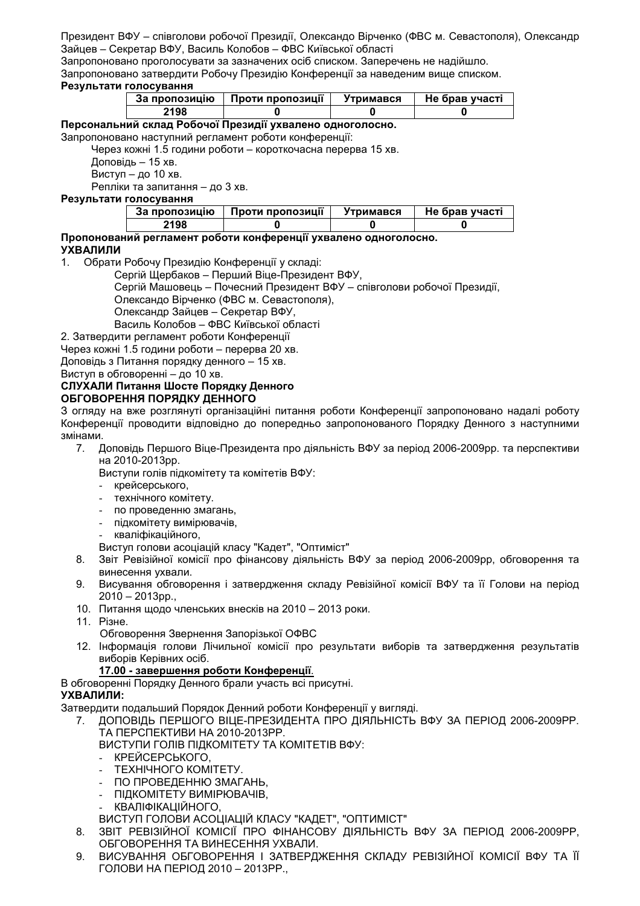Президент ВФУ – співголови робочої Президії, Олександо Вірченко (ФВС м. Севастополя), Олександр Зайцев – Секретар ВФУ, Василь Колобов – ФВС Київської області

Запропоновано проголосувати за зазначених осіб списком. Заперечень не надійшло.

Запропоновано затвердити Робочу Президію Конференції за наведеним вище списком.

**Результати голосування**

| За пропозицію | Проти пропозиції | Утримався | Не брав участі |
|---|---|---|---|
| 2198 | 0 | 0 | 0 |

**Персональний склад Робочої Президії ухвалено одноголосно.**

Запропоновано наступний регламент роботи конференції:

Через кожні 1.5 години роботи – короткочасна перерва 15 хв.

Доповідь – 15 хв.

Виступ – до 10 хв.

Репліки та запитання – до 3 хв.

**Результати голосування**

| За пропозицію | Проти пропозиції | Утримався | Не брав участі |
|---|---|---|---|
| 2198 | 0 | 0 | 0 |

**Пропонований регламент роботи конференції ухвалено одноголосно.**

**УХВАЛИЛИ**

1. Обрати Робочу Президію Конференції у складі:

   Сергій Щербаков – Перший Віце-Президент ВФУ,

   Сергій Машовець – Почесний Президент ВФУ – співголови робочої Президії,

   Олександо Вірченко (ФВС м. Севастополя),

   Олександр Зайцев – Секретар ВФУ,

   Василь Колобов – ФВС Київської області

2. Затвердити регламент роботи Конференції

Через кожні 1.5 години роботи – перерва 20 хв.

Доповідь з Питання порядку денного – 15 хв.

Виступ в обговоренні – до 10 хв.

**СЛУХАЛИ Питання Шосте Порядку Денного**

**ОБГОВОРЕННЯ ПОРЯДКУ ДЕННОГО**

З огляду на вже розглянуті організаційні питання роботи Конференції запропоновано надалі роботу Конференції проводити відповідно до попередньо запропонованого Порядку Денного з наступними змінами.

7. Доповідь Першого Віце-Президента про діяльність ВФУ за період 2006-2009рр. та перспективи на 2010-2013рр.

   Виступи голів підкомітету та комітетів ВФУ:
   - крейсерського,
   - технічного комітету.
   - по проведенню змагань,
   - підкомітету вимірювачів,
   - кваліфікаційного,

   Виступ голови асоціацій класу "Кадет", "Оптиміст"
8. Звіт Ревізійної комісії про фінансову діяльність ВФУ за період 2006-2009рр, обговорення та винесення ухвали.
9. Висування обговорення і затвердження складу Ревізійної комісії ВФУ та її Голови на період 2010 – 2013рр.,
10. Питання щодо членських внесків на 2010 – 2013 роки.
11. Різне.

    Обговорення Звернення Запорізької ОФВС
12. Інформація голови Лічильної комісії про результати виборів та затвердження результатів виборів Керівних осіб.

    **17.00 - завершення роботи Конференції**.

В обговоренні Порядку Денного брали участь всі присутні.

**УХВАЛИЛИ:**

Затвердити подальший Порядок Денний роботи Конференції у вигляді.

7. ДОПОВІДЬ ПЕРШОГО ВІЦЕ-ПРЕЗИДЕНТА ПРО ДІЯЛЬНІСТЬ ВФУ ЗА ПЕРІОД 2006-2009РР. ТА ПЕРСПЕКТИВИ НА 2010-2013РР.

   ВИСТУПИ ГОЛІВ ПІДКОМІТЕТУ ТА КОМІТЕТІВ ВФУ:
   - КРЕЙСЕРСЬКОГО,
   - ТЕХНІЧНОГО КОМІТЕТУ.
   - ПО ПРОВЕДЕННЮ ЗМАГАНЬ,
   - ПІДКОМІТЕТУ ВИМІРЮВАЧІВ,
   - КВАЛІФІКАЦІЙНОГО,

   ВИСТУП ГОЛОВИ АСОЦІАЦІЙ КЛАСУ "КАДЕТ", "ОПТИМІСТ"
8. ЗВІТ РЕВІЗІЙНОЇ КОМІСІЇ ПРО ФІНАНСОВУ ДІЯЛЬНІСТЬ ВФУ ЗА ПЕРІОД 2006-2009РР, ОБГОВОРЕННЯ ТА ВИНЕСЕННЯ УХВАЛИ.
9. ВИСУВАННЯ ОБГОВОРЕННЯ І ЗАТВЕРДЖЕННЯ СКЛАДУ РЕВІЗІЙНОЇ КОМІСІЇ ВФУ ТА ЇЇ ГОЛОВИ НА ПЕРІОД 2010 – 2013РР.,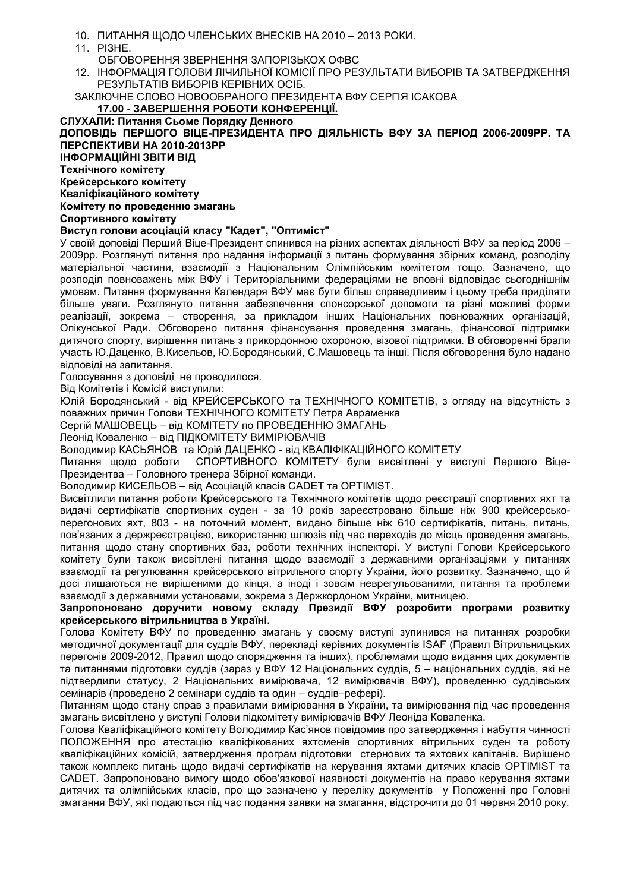10. ПИТАННЯ ЩОДО ЧЛЕНСЬКИХ ВНЕСКІВ НА 2010 – 2013 РОКИ.
11. РІЗНЕ.
    ОБГОВОРЕННЯ ЗВЕРНЕННЯ ЗАПОРІЗЬКОХ ОФВС
12. ІНФОРМАЦІЯ ГОЛОВИ ЛІЧИЛЬНОЇ КОМІСІЇ ПРО РЕЗУЛЬТАТИ ВИБОРІВ ТА ЗАТВЕРДЖЕННЯ РЕЗУЛЬТАТІВ ВИБОРІВ КЕРІВНИХ ОСІБ.

ЗАКЛЮЧНЕ СЛОВО НОВООБРАНОГО ПРЕЗИДЕНТА ВФУ СЕРГІЯ ІСАКОВА

**17.00 - ЗАВЕРШЕННЯ РОБОТИ КОНФЕРЕНЦІЇ.**

**СЛУХАЛИ: Питання Сьоме Порядку Денного**

**ДОПОВІДЬ ПЕРШОГО ВІЦЕ-ПРЕЗИДЕНТА ПРО ДІЯЛЬНІСТЬ ВФУ ЗА ПЕРІОД 2006-2009РР. ТА ПЕРСПЕКТИВИ НА 2010-2013РР**

**ІНФОРМАЦІЙНІ ЗВІТИ ВІД**

**Технічного комітету**

**Крейсерського комітету**

**Кваліфікаційного комітету**

**Комітету по проведенню змагань**

**Спортивного комітету**

**Виступ голови асоціацій класу "Кадет", "Оптиміст"**

У своїй доповіді Перший Віце-Президент спинився на різних аспектах діяльності ВФУ за період 2006 – 2009рр. Розглянуті питання про надання інформації з питань формування збірних команд, розподілу матеріальної частини, взаємодії з Національним Олімпійським комітетом тощо. Зазначено, що розподіл повноважень між ВФУ і Територіальними федераціями не вповні відповідає сьогоднішнім умовам. Питання формування Календаря ВФУ має бути більш справедливим і цьому треба приділяти більше уваги. Розглянуто питання забезпечення спонсорської допомоги та різні можливі форми реалізації, зокрема – створення, за прикладом інших Національних повноважних організацій, Опікунської Ради. Обговорено питання фінансування проведення змагань, фінансової підтримки дитячого спорту, вирішення питань з прикордонною охороною, візової підтримки. В обговоренні брали участь Ю.Даценко, В.Кисельов, Ю.Бородянський, С.Машовець та інші. Після обговорення було надано відповіді на запитання.

Голосування з доповіді не проводилося.

Від Комітетів і Комісій виступили:

Юлій Бородянський - від КРЕЙСЕРСЬКОГО та ТЕХНІЧНОГО КОМІТЕТІВ, з огляду на відсутність з поважних причин Голови ТЕХНІЧНОГО КОМІТЕТУ Петра Авраменка

Сергій МАШОВЕЦЬ – від КОМІТЕТУ по ПРОВЕДЕННЮ ЗМАГАНЬ

Леонід Коваленко – від ПІДКОМІТЕТУ ВИМІРЮВАЧІВ

Володимир КАСЬЯНОВ та Юрій ДАЦЕНКО - від КВАЛІФІКАЦІЙНОГО КОМІТЕТУ

Питання щодо роботи СПОРТИВНОГО КОМІТЕТУ були висвітлені у виступі Першого Віце-Президента – Головного тренера Збірної команди.

Володимир КИСЕЛЬОВ – від Асоціацій класів CADET та OPTIMIST.

Висвітлили питання роботи Крейсерського та Технічного комітетів щодо реєстрації спортивних яхт та видачі сертифікатів спортивних суден - за 10 років зареєстровано більше ніж 900 крейсерсько-перегонових яхт, 803 - на поточний момент, видано більше ніж 610 сертифікатів, питань, питань, пов'язаних з держреєстрацією, використанню шлюзів під час переходів до місць проведення змагань, питання щодо стану спортивних баз, роботи технічних інспекторі. У виступі Голови Крейсерського комітету були також висвітлені питання щодо взаємодії з державними організаціями у питаннях взаємодії та регулювання крейсерського вітрильного спорту України, його розвитку. Зазначено, що й досі лишаються не вирішеними до кінця, а іноді і зовсім неврегульованими, питання та проблеми взаємодії з державними установами, зокрема з Держкордоном України, митницею.

**Запропоновано доручити новому складу Президії ВФУ розробити програми розвитку крейсерського вітрильництва в Україні.**

Голова Комітету ВФУ по проведенню змагань у своєму виступі зупинився на питаннях розробки методичної документації для суддів ВФУ, перекладі керівних документів ISAF (Правил Вітрильницьких перегонів 2009-2012, Правил щодо спорядження та інших), проблемами щодо видання цих документів та питаннями підготовки суддів (зараз у ВФУ 12 Національних суддів, 5 – національних суддів, які не підтвердили статусу, 2 Національних вимірювача, 12 вимірювачів ВФУ), проведенню суддівських семінарів (проведено 2 семінари суддів та один – суддів–рефері).

Питанням щодо стану справ з правилами вимірювання в України, та вимірювання під час проведення змагань висвітлено у виступі Голови підкомітету вимірювачів ВФУ Леоніда Коваленка.

Голова Кваліфікаційного комітету Володимир Кас'янов повідомив про затвердження і набуття чинності ПОЛОЖЕННЯ про атестацію кваліфікованих яхтсменів спортивних вітрильних суден та роботу кваліфікаційних комісій, затвердження програм підготовки стернових та яхтових капітанів. Вирішено також комплекс питань щодо видачі сертифікатів на керування яхтами дитячих класів OPTIMIST та CADET. Запропоновано вимогу щодо обов'язкової наявності документів на право керування яхтами дитячих та олімпійських класів, про що зазначено у переліку документів у Положенні про Головні змагання ВФУ, які подаються під час подання заявки на змагання, відстрочити до 01 червня 2010 року.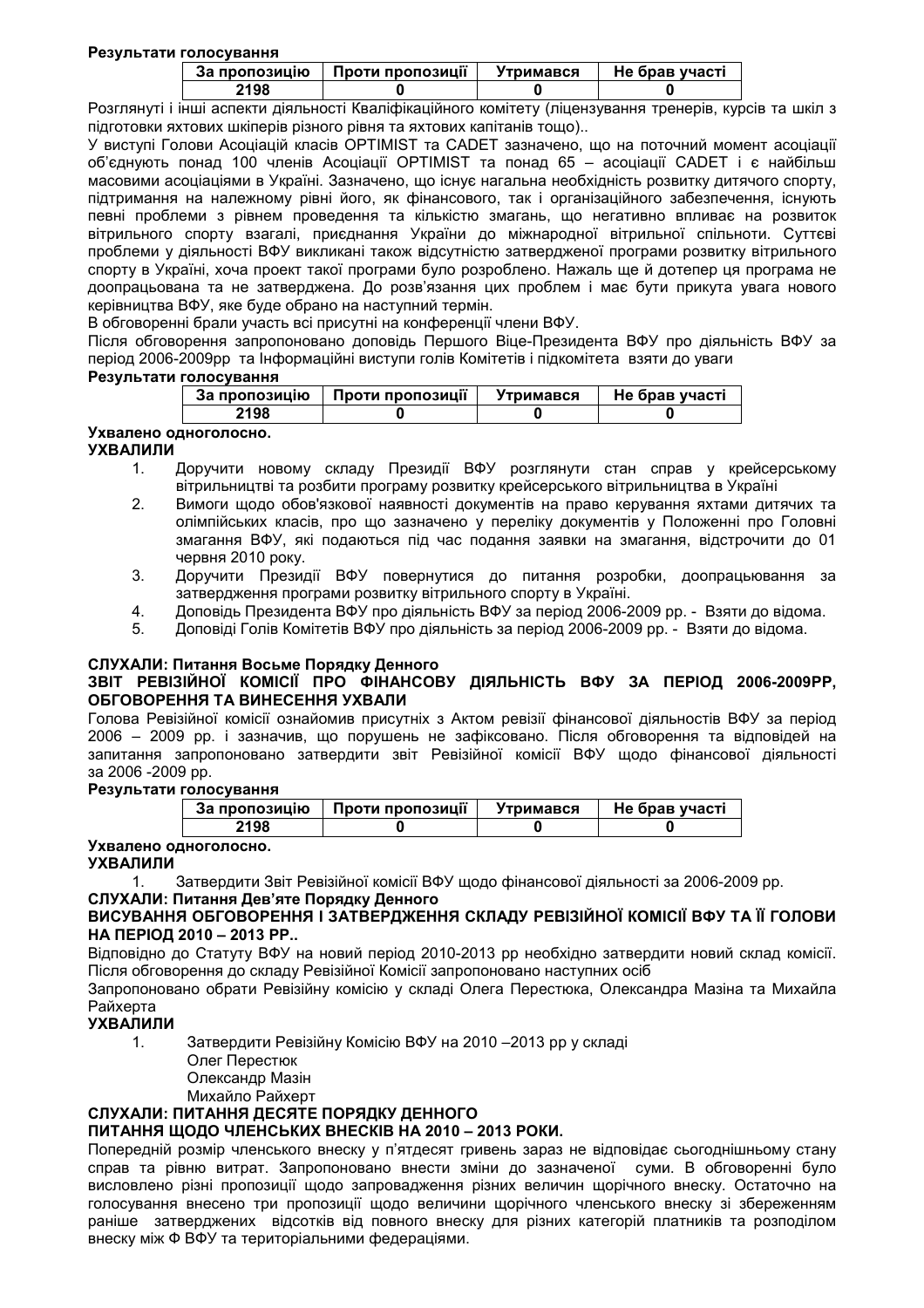**Результати голосування**

| За пропозицію | Проти пропозиції | Утримався | Не брав участі |
|---|---|---|---|
| 2198 | 0 | 0 | 0 |

Розглянуті і інші аспекти діяльності Кваліфікаційного комітету (ліцензування тренерів, курсів та шкіл з підготовки яхтових шкіперів різного рівня та яхтових капітанів тощо)..

У виступі Голови Асоціацій класів OPTIMIST та CADET зазначено, що на поточний момент асоціації об'єднують понад 100 членів Асоціації OPTIMIST та понад 65 – асоціації CADET і є найбільш масовими асоціаціями в Україні. Зазначено, що існує нагальна необхідність розвитку дитячого спорту, підтримання на належному рівні його, як фінансового, так і організаційного забезпечення, існують певні проблеми з рівнем проведення та кількістю змагань, що негативно впливає на розвиток вітрильного спорту взагалі, приєднання України до міжнародної вітрильної спільноти. Суттєві проблеми у діяльності ВФУ викликані також відсутністю затвердженої програми розвитку вітрильного спорту в Україні, хоча проект такої програми було розроблено. Нажаль ще й дотепер ця програма не доопрацьована та не затверджена. До розв'язання цих проблем і має бути прикута увага нового керівництва ВФУ, яке буде обрано на наступний термін.

В обговоренні брали участь всі присутні на конференції члени ВФУ.

Після обговорення запропоновано доповідь Першого Віце-Президента ВФУ про діяльність ВФУ за період 2006-2009рр та Інформаційні виступи голів Комітетів і підкомітета взяти до уваги

**Результати голосування**

| За пропозицію | Проти пропозиції | Утримався | Не брав участі |
|---|---|---|---|
| 2198 | 0 | 0 | 0 |

**Ухвалено одноголосно.**

**УХВАЛИЛИ**

1. Доручити новому складу Президії ВФУ розглянути стан справ у крейсерському вітрильництві та розбити програму розвитку крейсерського вітрильництва в Україні
2. Вимоги щодо обов'язкової наявності документів на право керування яхтами дитячих та олімпійських класів, про що зазначено у переліку документів у Положенні про Головні змагання ВФУ, які подаються під час подання заявки на змагання, відстрочити до 01 червня 2010 року.
3. Доручити Президії ВФУ повернутися до питання розробки, доопрацьовання за затвердження програми розвитку вітрильного спорту в Україні.
4. Доповідь Президента ВФУ про діяльність ВФУ за період 2006-2009 рр. - Взяти до відома.
5. Доповіді Голів Комітетів ВФУ про діяльність за період 2006-2009 рр. - Взяти до відома.

**СЛУХАЛИ: Питання Восьме Порядку Денного**

**ЗВІТ РЕВІЗІЙНОЇ КОМІСІЇ ПРО ФІНАНСОВУ ДІЯЛЬНІСТЬ ВФУ ЗА ПЕРІОД 2006-2009РР, ОБГОВОРЕННЯ ТА ВИНЕСЕННЯ УХВАЛИ**

Голова Ревізійної комісії ознайомив присутніх з Актом ревізії фінансової діяльностів ВФУ за період 2006 – 2009 рр. і зазначив, що порушень не зафіксовано. Після обговорення та відповідей на запитання запропоновано затвердити звіт Ревізійної комісії ВФУ щодо фінансової діяльності за 2006 -2009 рр.

**Результати голосування**

| За пропозицію | Проти пропозиції | Утримався | Не брав участі |
|---|---|---|---|
| 2198 | 0 | 0 | 0 |

**Ухвалено одноголосно.**

**УХВАЛИЛИ**

1. Затвердити Звіт Ревізійної комісії ВФУ щодо фінансової діяльності за 2006-2009 рр.

**СЛУХАЛИ: Питання Дев'яте Порядку Денного**

**ВИСУВАННЯ ОБГОВОРЕННЯ І ЗАТВЕРДЖЕННЯ СКЛАДУ РЕВІЗІЙНОЇ КОМІСІЇ ВФУ ТА ЇЇ ГОЛОВИ НА ПЕРІОД 2010 – 2013 РР..**

Відповідно до Статуту ВФУ на новий період 2010-2013 рр необхідно затвердити новий склад комісії. Після обговорення до складу Ревізійної Комісії запропоновано наступних осіб

Запропоновано обрати Ревізійну комісію у складі Олега Перестюка, Олександра Мазіна та Михайла Райхерта

**УХВАЛИЛИ**

1. Затвердити Ревізійну Комісію ВФУ на 2010 –2013 рр у складі
   Олег Перестюк
   Олександр Мазін
   Михайло Райхерт

**СЛУХАЛИ: ПИТАННЯ ДЕСЯТЕ ПОРЯДКУ ДЕННОГО**

**ПИТАННЯ ЩОДО ЧЛЕНСЬКИХ ВНЕСКІВ НА 2010 – 2013 РОКИ.**

Попередній розмір членського внеску у п'ятдесят гривень зараз не відповідає сьогоднішньому стану справ та рівню витрат. Запропоновано внести зміни до зазначеної суми. В обговоренні було висловлено різні пропозиції щодо запровадження різних величин щорічного внеску. Остаточно на голосування внесено три пропозиції щодо величини щорічного членського внеску зі збереженням раніше затверджених відсотків від повного внеску для різних категорій платників та розподілом внеску між Ф ВФУ та територіальними федераціями.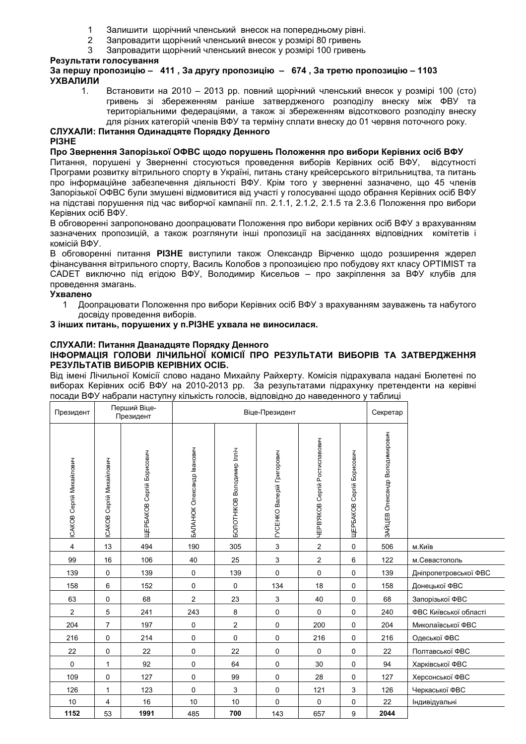1. Залишити щорічний членський внесок на попередньому рівні.
2. Запровадити щорічний членський внесок у розмірі 80 гривень
3. Запровадити щорічний членський внесок у розмірі 100 гривень

**Результати голосування**

**За першу пропозицію – 411 , За другу пропозицію – 674 , За третю пропозицію – 1103**

**УХВАЛИЛИ**

1. Встановити на 2010 – 2013 рр. повний щорічний членський внесок у розмірі 100 (сто) гривень зі збереженням раніше затвердженого розподілу внеску між ФВУ та територіальними федераціями, а також зі збереженням відсоткового розподілу внеску для різних категорій членів ВФУ та терміну сплати внеску до 01 червня поточного року.

**СЛУХАЛИ: Питання Одинадцяте Порядку Денного**

**РІЗНЕ**

**Про Звернення Запорізької ОФВС щодо порушень Положення про вибори Керівних осіб ВФУ**

Питання, порушені у Зверненні стосуються проведення виборів Керівних осіб ВФУ, відсутності Програми розвитку вітрильного спорту в Україні, питань стану крейсерського вітрильництва, та питань про інформаційне забезпечення діяльності ВФУ. Крім того у зверненні зазначено, що 45 членів Запорізької ОФВС були змушені відмовитися від участі у голосуванні щодо обрання Керівних осіб ВФУ на підставі порушення під час виборчої кампанії пп. 2.1.1, 2.1.2, 2.1.5 та 2.3.6 Положення про вибори Керівних осіб ВФУ.

В обговоренні запропоновано доопрацювати Положення про вибори керівних осіб ВФУ з врахуванням зазначених пропозицій, а також розглянути інші пропозиції на засіданнях відповідних комітетів і комісій ВФУ.

В обговоренні питання **РІЗНЕ** виступили також Олександр Вірченко щодо розширення жедерел фінансування вітрильного спорту, Василь Колобов з пропозицією про побудову яхт класу OPTIMIST та CADET виключно під егідою ВФУ, Володимир Кисельов – про закріплення за ВФУ клубів для проведення змагань.

**Ухвалено**

1. Доопрацювати Положення про вибори Керівних осіб ВФУ з врахуванням зауважень та набутого досвіду проведення виборів.

**З інших питань, порушених у п.РІЗНЕ ухвала не виносилася.**

**СЛУХАЛИ: Питання Дванадцяте Порядку Денного**

**ІНФОРМАЦІЯ ГОЛОВИ ЛІЧИЛЬНОЇ КОМІСІЇ ПРО РЕЗУЛЬТАТИ ВИБОРІВ ТА ЗАТВЕРДЖЕННЯ РЕЗУЛЬТАТІВ ВИБОРІВ КЕРІВНИХ ОСІБ.**

Від імені Лічильної Комісії слово надано Михайлу Райхерту. Комісія підрахувала надані Бюлетені по виборах Керівних осіб ВФУ на 2010-2013 рр. За результатами підрахунку претенденти на керівні посади ВФУ набрали наступну кількість голосів, відповідно до наведенного у таблиці

| Президент | Перший Віце-Президент | | Віце-Президент | | | | | Секретар | |
|---|---|---|---|---|---|---|---|---|---|
| ІСАКОВ Сергій Михайлович | ІСАКОВ Сергій Михайлович | ЩЕРБАКОВ Сергій Борисович | БАЛАНЮК Олександр Іванович | БОЛОТНІКОВ Володимир Ілліч | ГУСЕНКО Валерій Григорович | ЧЕРВ'ЯКОВ Сергій Ростиславович | ЩЕРБАКОВ Сергій Борисович | ЗАЙЦЕВ Олександр Володимирович | |
| 4 | 13 | 494 | 190 | 305 | 3 | 2 | 0 | 506 | м.Київ |
| 99 | 16 | 106 | 40 | 25 | 3 | 2 | 6 | 122 | м.Севастополь |
| 139 | 0 | 139 | 0 | 139 | 0 | 0 | 0 | 139 | Дніпропетровської ФВС |
| 158 | 6 | 152 | 0 | 0 | 134 | 18 | 0 | 158 | Донецької ФВС |
| 63 | 0 | 68 | 2 | 23 | 3 | 40 | 0 | 68 | Запорізької ФВС |
| 2 | 5 | 241 | 243 | 8 | 0 | 0 | 0 | 240 | ФВС Київської області |
| 204 | 7 | 197 | 0 | 2 | 0 | 200 | 0 | 204 | Миколаївської ФВС |
| 216 | 0 | 214 | 0 | 0 | 0 | 216 | 0 | 216 | Одеської ФВС |
| 22 | 0 | 22 | 0 | 22 | 0 | 0 | 0 | 22 | Полтавської ФВС |
| 0 | 1 | 92 | 0 | 64 | 0 | 30 | 0 | 94 | Харківської ФВС |
| 109 | 0 | 127 | 0 | 99 | 0 | 28 | 0 | 127 | Херсонської ФВС |
| 126 | 1 | 123 | 0 | 3 | 0 | 121 | 3 | 126 | Черкаської ФВС |
| 10 | 4 | 16 | 10 | 10 | 0 | 0 | 0 | 22 | Індивідуальні |
| **1152** | 53 | **1991** | 485 | **700** | 143 | 657 | 9 | **2044** | |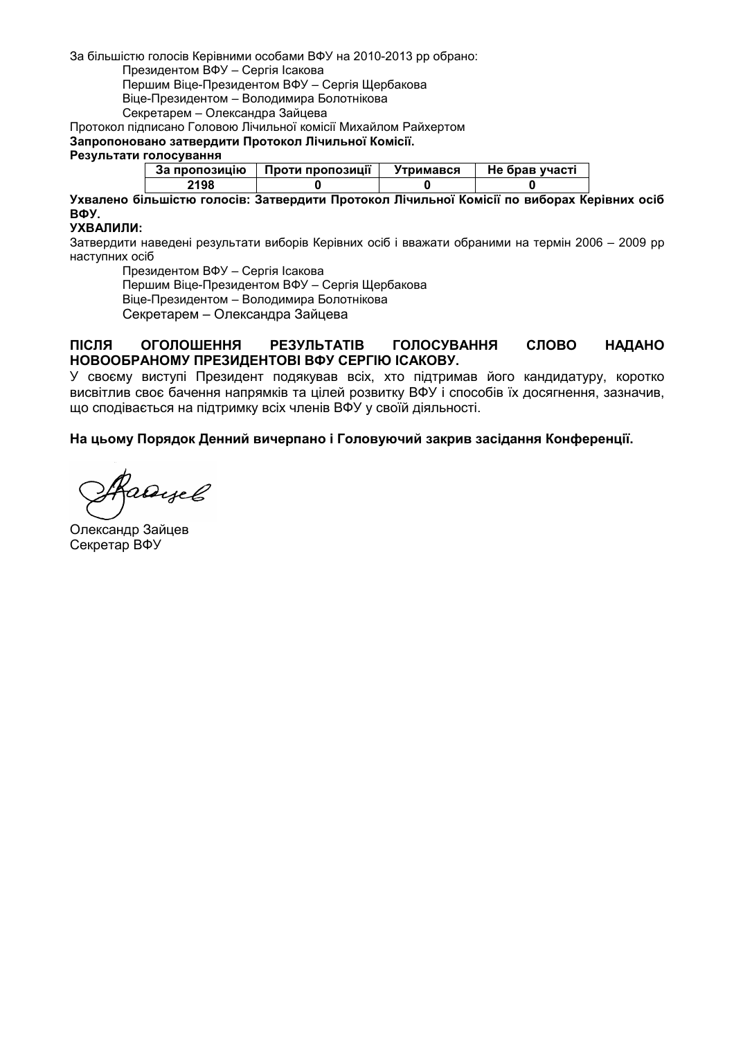За більшістю голосів Керівними особами ВФУ на 2010-2013 рр обрано:

Президентом ВФУ – Сергія Ісакова
Першим Віце-Президентом ВФУ – Сергія Щербакова
Віце-Президентом – Володимира Болотнікова
Секретарем – Олександра Зайцева

Протокол підписано Головою Лічильної комісії Михайлом Райхертом

**Запропоновано затвердити Протокол Лічильної Комісії.**

**Результати голосування**

| За пропозицію | Проти пропозиції | Утримався | Не брав участі |
|---|---|---|---|
| 2198 | 0 | 0 | 0 |

**Ухвалено більшістю голосів: Затвердити Протокол Лічильної Комісії по виборах Керівних осіб ВФУ.**

**УХВАЛИЛИ:**

Затвердити наведені результати виборів Керівних осіб і вважати обраними на термін 2006 – 2009 рр наступних осіб

Президентом ВФУ – Сергія Ісакова
Першим Віце-Президентом ВФУ – Сергія Щербакова
Віце-Президентом – Володимира Болотнікова
Секретарем – Олександра Зайцева

**ПІСЛЯ ОГОЛОШЕННЯ РЕЗУЛЬТАТІВ ГОЛОСУВАННЯ СЛОВО НАДАНО НОВООБРАНОМУ ПРЕЗИДЕНТОВІ ВФУ СЕРГІЮ ІСАКОВУ.**

У своєму виступі Президент подякував всіх, хто підтримав його кандидатуру, коротко висвітлив своє бачення напрямків та цілей розвитку ВФУ і способів їх досягнення, зазначив, що сподівається на підтримку всіх членів ВФУ у своїй діяльності.

**На цьому Порядок Денний вичерпано і Головуючий закрив засідання Конференції.**

Олександр Зайцев
Секретар ВФУ